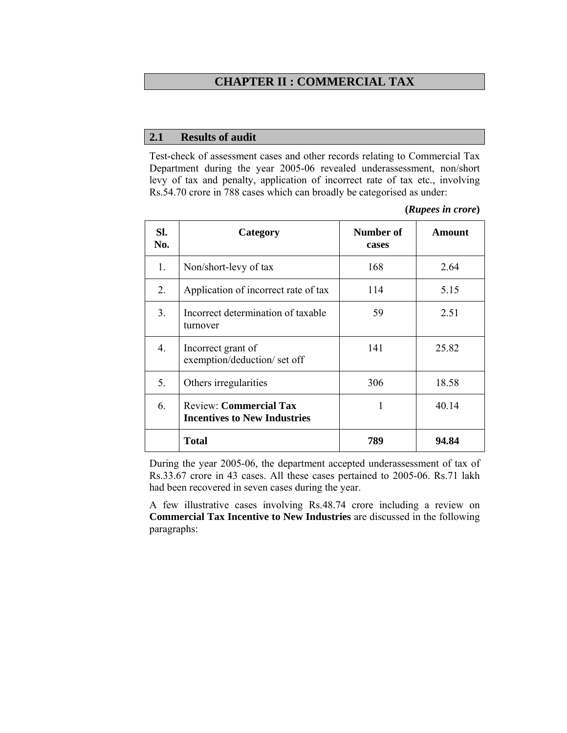# CHAPTER II : COMMERCIAL TAX

## 2.1 Results of audit

Test-check of assessment cases and other records relating to Commercial Tax Department during the year 2005-06 revealed underassessment, non/short levy of tax and penalty, application of incorrect rate of tax etc., involving Rs.54.70 crore in 788 cases which can broadly be categorised as under:

**(*Rupees in crore*)**

| Sl. No. | Category | Number of cases | Amount |
|---|---|---|---|
| 1. | Non/short-levy of tax | 168 | 2.64 |
| 2. | Application of incorrect rate of tax | 114 | 5.15 |
| 3. | Incorrect determination of taxable turnover | 59 | 2.51 |
| 4. | Incorrect grant of exemption/deduction/ set off | 141 | 25.82 |
| 5. | Others irregularities | 306 | 18.58 |
| 6. | Review: **Commercial Tax Incentives to New Industries** | 1 | 40.14 |
| | **Total** | **789** | **94.84** |

During the year 2005-06, the department accepted underassessment of tax of Rs.33.67 crore in 43 cases. All these cases pertained to 2005-06. Rs.71 lakh had been recovered in seven cases during the year.

A few illustrative cases involving Rs.48.74 crore including a review on **Commercial Tax Incentive to New Industries** are discussed in the following paragraphs: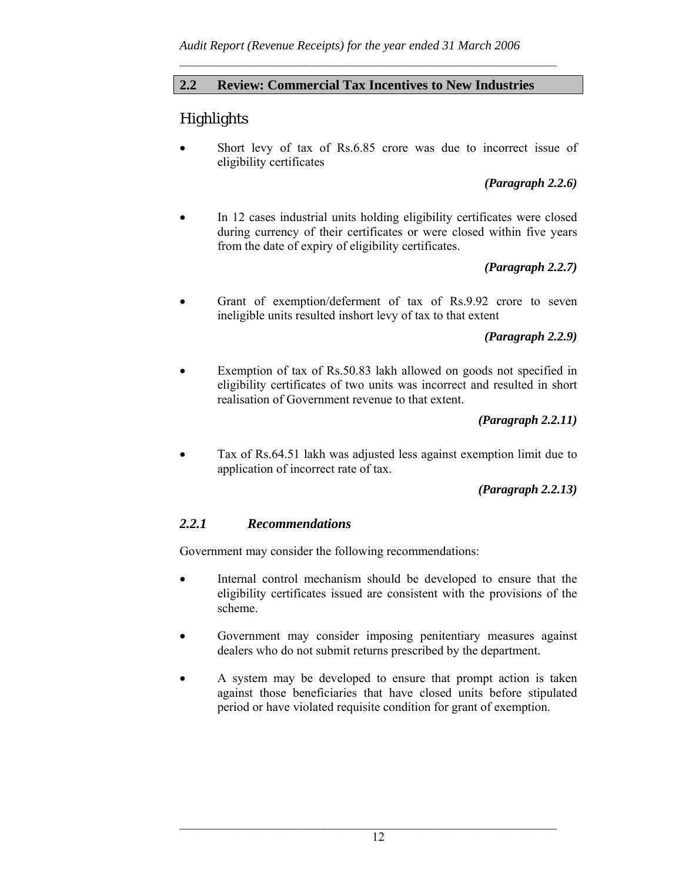## 2.2 Review: Commercial Tax Incentives to New Industries

### Highlights

- Short levy of tax of Rs.6.85 crore was due to incorrect issue of eligibility certificates

  ***(Paragraph 2.2.6)***

- In 12 cases industrial units holding eligibility certificates were closed during currency of their certificates or were closed within five years from the date of expiry of eligibility certificates.

  ***(Paragraph 2.2.7)***

- Grant of exemption/deferment of tax of Rs.9.92 crore to seven ineligible units resulted inshort levy of tax to that extent

  ***(Paragraph 2.2.9)***

- Exemption of tax of Rs.50.83 lakh allowed on goods not specified in eligibility certificates of two units was incorrect and resulted in short realisation of Government revenue to that extent.

  ***(Paragraph 2.2.11)***

- Tax of Rs.64.51 lakh was adjusted less against exemption limit due to application of incorrect rate of tax.

  ***(Paragraph 2.2.13)***

### *2.2.1 Recommendations*

Government may consider the following recommendations:

- Internal control mechanism should be developed to ensure that the eligibility certificates issued are consistent with the provisions of the scheme.
- Government may consider imposing penitentiary measures against dealers who do not submit returns prescribed by the department.
- A system may be developed to ensure that prompt action is taken against those beneficiaries that have closed units before stipulated period or have violated requisite condition for grant of exemption.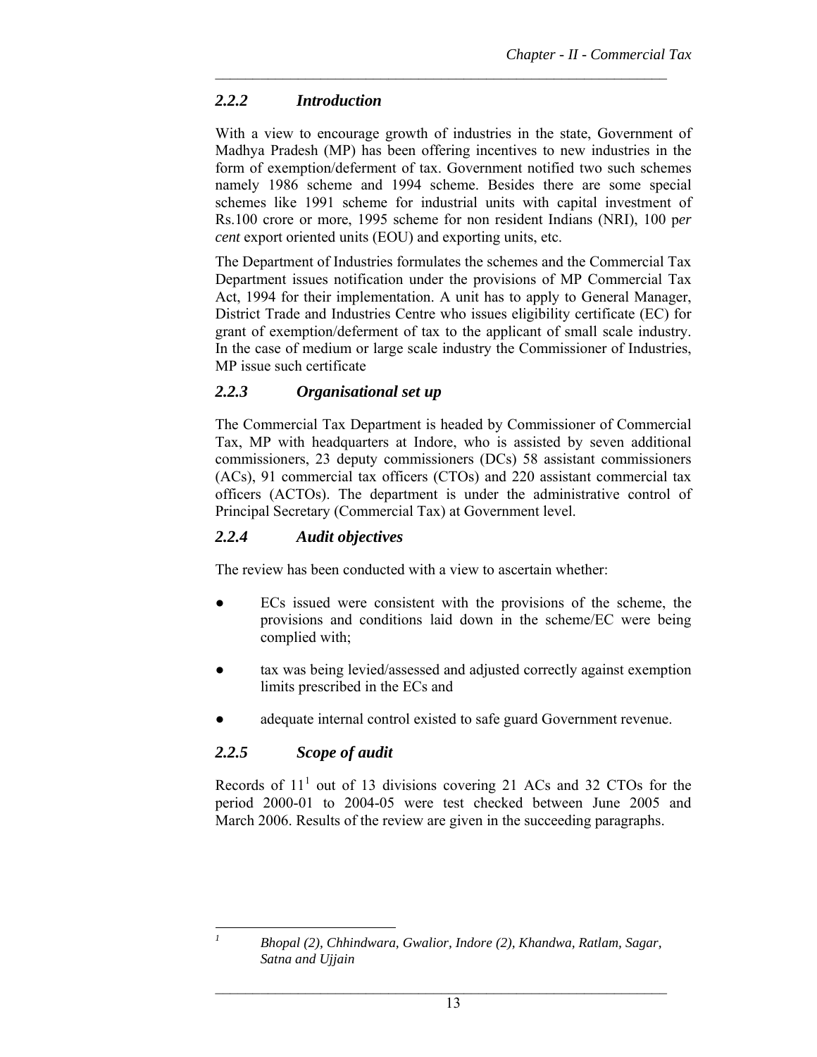### *2.2.2 Introduction*

With a view to encourage growth of industries in the state, Government of Madhya Pradesh (MP) has been offering incentives to new industries in the form of exemption/deferment of tax. Government notified two such schemes namely 1986 scheme and 1994 scheme. Besides there are some special schemes like 1991 scheme for industrial units with capital investment of Rs.100 crore or more, 1995 scheme for non resident Indians (NRI), 100 p*er cent* export oriented units (EOU) and exporting units, etc.

The Department of Industries formulates the schemes and the Commercial Tax Department issues notification under the provisions of MP Commercial Tax Act, 1994 for their implementation. A unit has to apply to General Manager, District Trade and Industries Centre who issues eligibility certificate (EC) for grant of exemption/deferment of tax to the applicant of small scale industry. In the case of medium or large scale industry the Commissioner of Industries, MP issue such certificate

### *2.2.3 Organisational set up*

The Commercial Tax Department is headed by Commissioner of Commercial Tax, MP with headquarters at Indore, who is assisted by seven additional commissioners, 23 deputy commissioners (DCs) 58 assistant commissioners (ACs), 91 commercial tax officers (CTOs) and 220 assistant commercial tax officers (ACTOs). The department is under the administrative control of Principal Secretary (Commercial Tax) at Government level.

### *2.2.4 Audit objectives*

The review has been conducted with a view to ascertain whether:

- ECs issued were consistent with the provisions of the scheme, the provisions and conditions laid down in the scheme/EC were being complied with;
- tax was being levied/assessed and adjusted correctly against exemption limits prescribed in the ECs and
- adequate internal control existed to safe guard Government revenue.

### *2.2.5 Scope of audit*

Records of 11[1] out of 13 divisions covering 21 ACs and 32 CTOs for the period 2000-01 to 2004-05 were test checked between June 2005 and March 2006. Results of the review are given in the succeeding paragraphs.

---

[1] *Bhopal (2), Chhindwara, Gwalior, Indore (2), Khandwa, Ratlam, Sagar, Satna and Ujjain*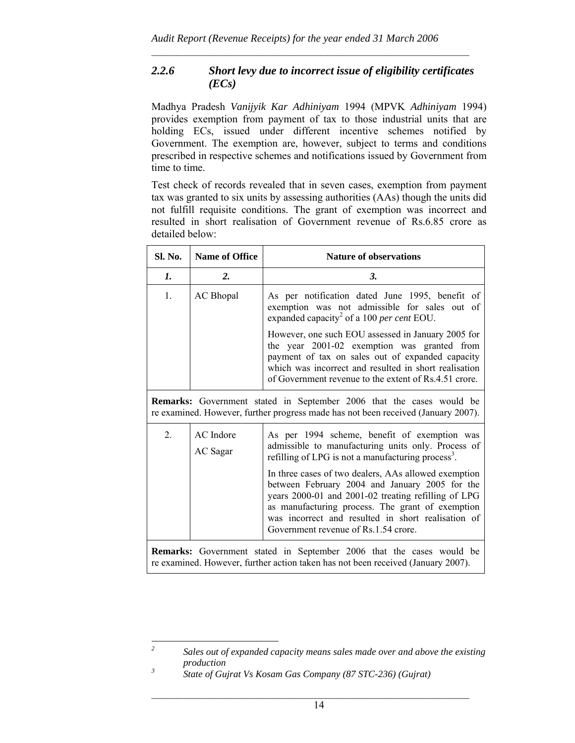### *2.2.6 Short levy due to incorrect issue of eligibility certificates (ECs)*

Madhya Pradesh *Vanijyik Kar Adhiniyam* 1994 (MPVK *Adhiniyam* 1994) provides exemption from payment of tax to those industrial units that are holding ECs, issued under different incentive schemes notified by Government. The exemption are, however, subject to terms and conditions prescribed in respective schemes and notifications issued by Government from time to time.

Test check of records revealed that in seven cases, exemption from payment tax was granted to six units by assessing authorities (AAs) though the units did not fulfill requisite conditions. The grant of exemption was incorrect and resulted in short realisation of Government revenue of Rs.6.85 crore as detailed below:

| Sl. No. | Name of Office | Nature of observations |
|---|---|---|
| *1.* | *2.* | *3.* |
| 1. | AC Bhopal | As per notification dated June 1995, benefit of exemption was not admissible for sales out of expanded capacity[2] of a 100 *per cent* EOU.<br><br>However, one such EOU assessed in January 2005 for the year 2001-02 exemption was granted from payment of tax on sales out of expanded capacity which was incorrect and resulted in short realisation of Government revenue to the extent of Rs.4.51 crore. |
| **Remarks:** Government stated in September 2006 that the cases would be re examined. However, further progress made has not been received (January 2007). | | |
| 2. | AC Indore<br>AC Sagar | As per 1994 scheme, benefit of exemption was admissible to manufacturing units only. Process of refilling of LPG is not a manufacturing process[3].<br><br>In three cases of two dealers, AAs allowed exemption between February 2004 and January 2005 for the years 2000-01 and 2001-02 treating refilling of LPG as manufacturing process. The grant of exemption was incorrect and resulted in short realisation of Government revenue of Rs.1.54 crore. |
| **Remarks:** Government stated in September 2006 that the cases would be re examined. However, further action taken has not been received (January 2007). | | |

---

[2] *Sales out of expanded capacity means sales made over and above the existing production*

[3] *State of Gujrat Vs Kosam Gas Company (87 STC-236) (Gujrat)*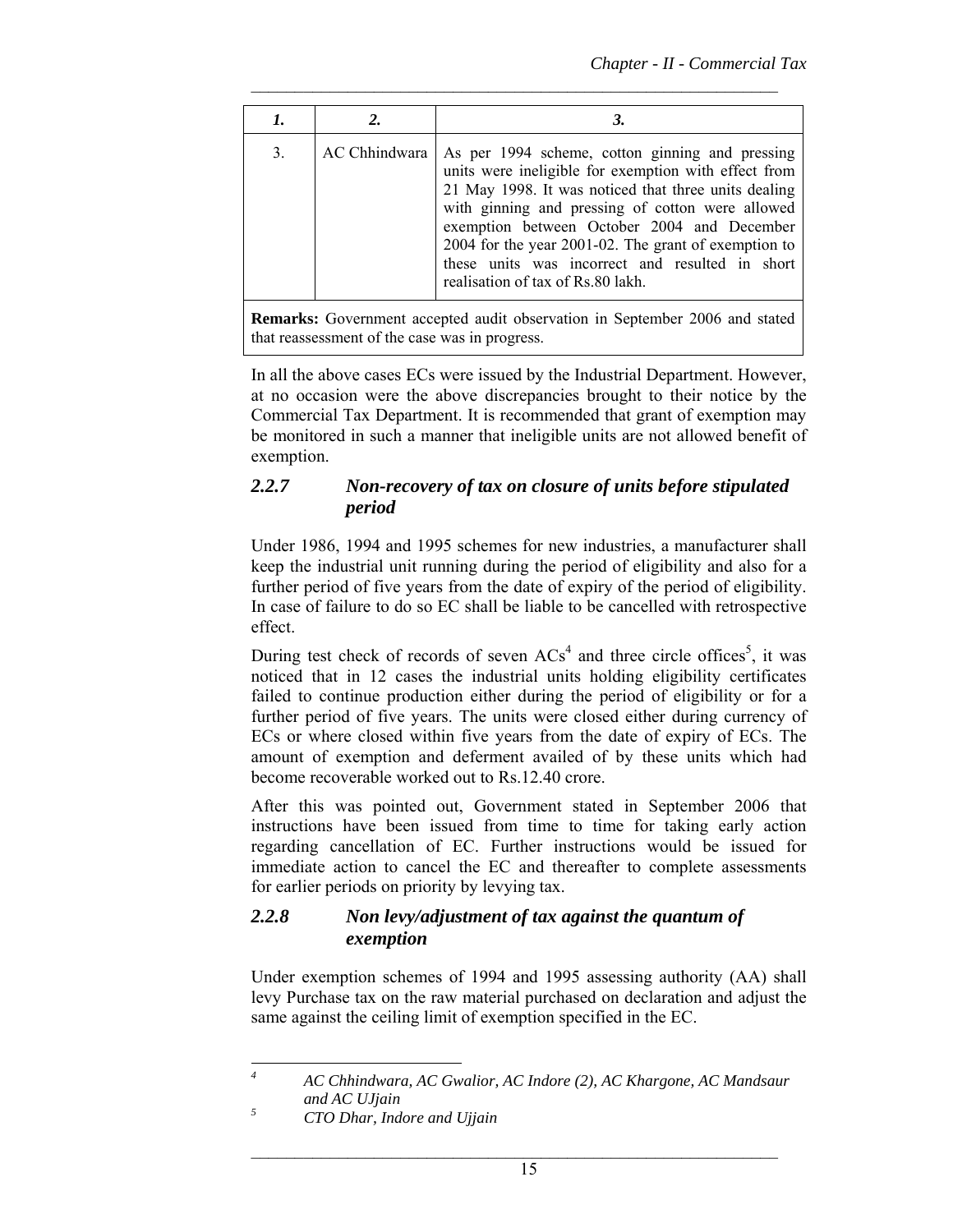| 1. | 2. | 3. |
|---|---|---|
| 3. | AC Chhindwara | As per 1994 scheme, cotton ginning and pressing units were ineligible for exemption with effect from 21 May 1998. It was noticed that three units dealing with ginning and pressing of cotton were allowed exemption between October 2004 and December 2004 for the year 2001-02. The grant of exemption to these units was incorrect and resulted in short realisation of tax of Rs.80 lakh. |
| **Remarks:** Government accepted audit observation in September 2006 and stated that reassessment of the case was in progress. | | |

In all the above cases ECs were issued by the Industrial Department. However, at no occasion were the above discrepancies brought to their notice by the Commercial Tax Department. It is recommended that grant of exemption may be monitored in such a manner that ineligible units are not allowed benefit of exemption.

### *2.2.7 Non-recovery of tax on closure of units before stipulated period*

Under 1986, 1994 and 1995 schemes for new industries, a manufacturer shall keep the industrial unit running during the period of eligibility and also for a further period of five years from the date of expiry of the period of eligibility. In case of failure to do so EC shall be liable to be cancelled with retrospective effect.

During test check of records of seven ACs[4] and three circle offices[5], it was noticed that in 12 cases the industrial units holding eligibility certificates failed to continue production either during the period of eligibility or for a further period of five years. The units were closed either during currency of ECs or where closed within five years from the date of expiry of ECs. The amount of exemption and deferment availed of by these units which had become recoverable worked out to Rs.12.40 crore.

After this was pointed out, Government stated in September 2006 that instructions have been issued from time to time for taking early action regarding cancellation of EC. Further instructions would be issued for immediate action to cancel the EC and thereafter to complete assessments for earlier periods on priority by levying tax.

### *2.2.8 Non levy/adjustment of tax against the quantum of exemption*

Under exemption schemes of 1994 and 1995 assessing authority (AA) shall levy Purchase tax on the raw material purchased on declaration and adjust the same against the ceiling limit of exemption specified in the EC.

---

[4] *AC Chhindwara, AC Gwalior, AC Indore (2), AC Khargone, AC Mandsaur and AC UJjain*

[5] *CTO Dhar, Indore and Ujjain*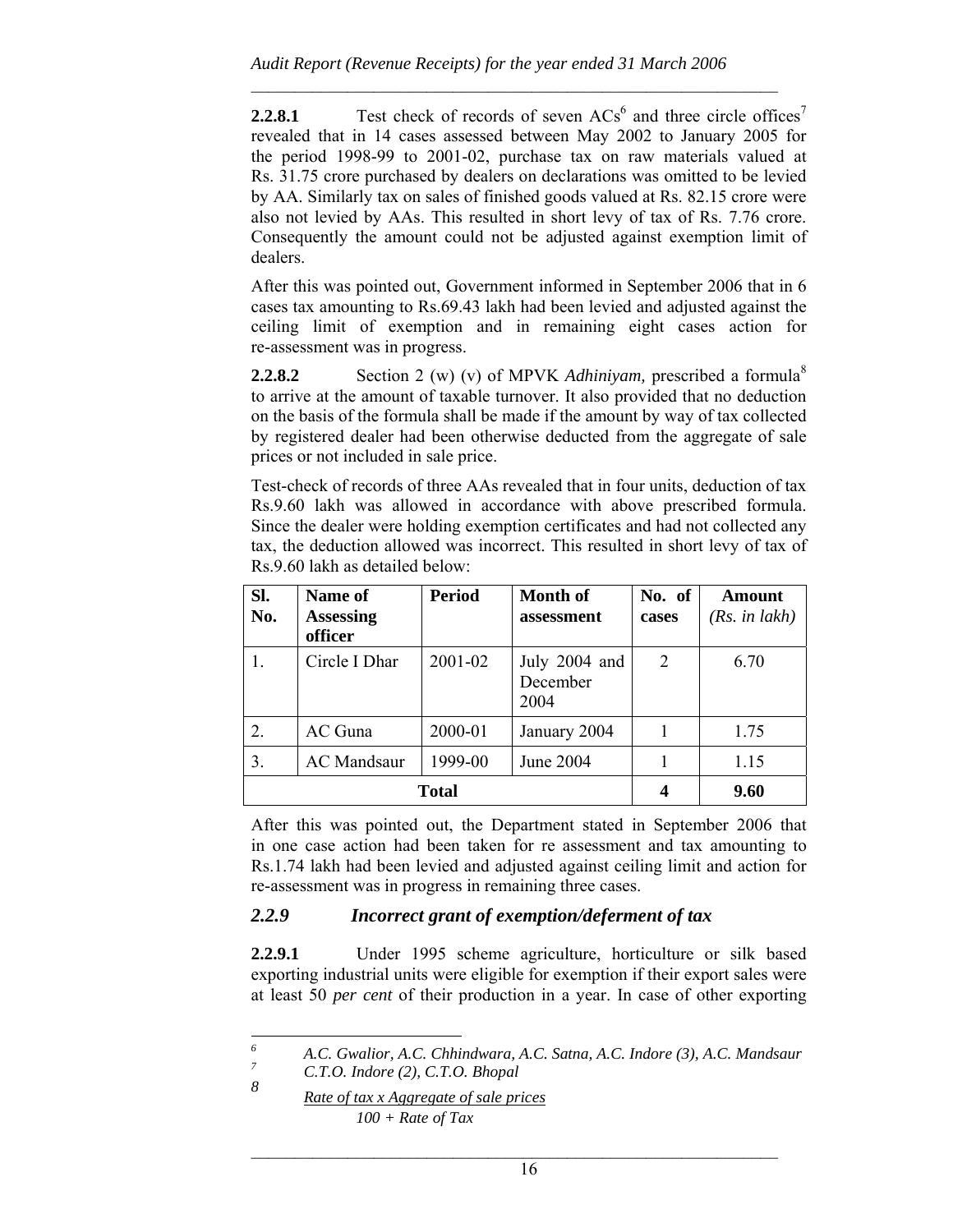**2.2.8.1** Test check of records of seven ACs[6] and three circle offices[7] revealed that in 14 cases assessed between May 2002 to January 2005 for the period 1998-99 to 2001-02, purchase tax on raw materials valued at Rs. 31.75 crore purchased by dealers on declarations was omitted to be levied by AA. Similarly tax on sales of finished goods valued at Rs. 82.15 crore were also not levied by AAs. This resulted in short levy of tax of Rs. 7.76 crore. Consequently the amount could not be adjusted against exemption limit of dealers.

After this was pointed out, Government informed in September 2006 that in 6 cases tax amounting to Rs.69.43 lakh had been levied and adjusted against the ceiling limit of exemption and in remaining eight cases action for re-assessment was in progress.

**2.2.8.2** Section 2 (w) (v) of MPVK *Adhiniyam,* prescribed a formula[8] to arrive at the amount of taxable turnover. It also provided that no deduction on the basis of the formula shall be made if the amount by way of tax collected by registered dealer had been otherwise deducted from the aggregate of sale prices or not included in sale price.

Test-check of records of three AAs revealed that in four units, deduction of tax Rs.9.60 lakh was allowed in accordance with above prescribed formula. Since the dealer were holding exemption certificates and had not collected any tax, the deduction allowed was incorrect. This resulted in short levy of tax of Rs.9.60 lakh as detailed below:

| Sl. No. | Name of Assessing officer | Period | Month of assessment | No. of cases | Amount *(Rs. in lakh)* |
|---|---|---|---|---|---|
| 1. | Circle I Dhar | 2001-02 | July 2004 and December 2004 | 2 | 6.70 |
| 2. | AC Guna | 2000-01 | January 2004 | 1 | 1.75 |
| 3. | AC Mandsaur | 1999-00 | June 2004 | 1 | 1.15 |
| **Total** | | | | **4** | **9.60** |

After this was pointed out, the Department stated in September 2006 that in one case action had been taken for re assessment and tax amounting to Rs.1.74 lakh had been levied and adjusted against ceiling limit and action for re-assessment was in progress in remaining three cases.

### *2.2.9 Incorrect grant of exemption/deferment of tax*

**2.2.9.1** Under 1995 scheme agriculture, horticulture or silk based exporting industrial units were eligible for exemption if their export sales were at least 50 *per cent* of their production in a year. In case of other exporting

---

[6] *A.C. Gwalior, A.C. Chhindwara, A.C. Satna, A.C. Indore (3), A.C. Mandsaur*

[7] *C.T.O. Indore (2), C.T.O. Bhopal*

[8] $$\frac{\text{Rate of tax} \times \text{Aggregate of sale prices}}{100 + \text{Rate of Tax}}$$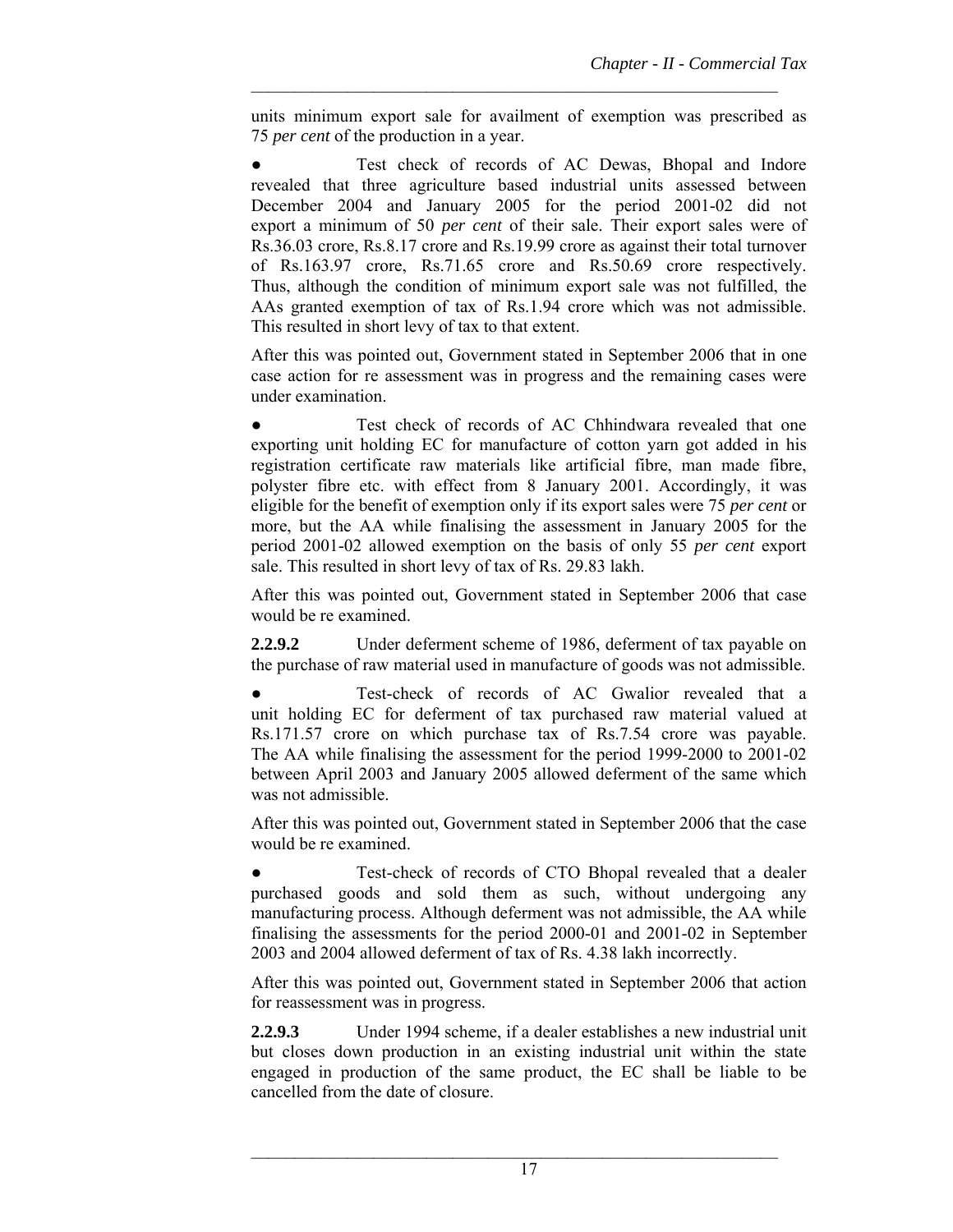units minimum export sale for availment of exemption was prescribed as 75 *per cent* of the production in a year.

- Test check of records of AC Dewas, Bhopal and Indore revealed that three agriculture based industrial units assessed between December 2004 and January 2005 for the period 2001-02 did not export a minimum of 50 *per cent* of their sale. Their export sales were of Rs.36.03 crore, Rs.8.17 crore and Rs.19.99 crore as against their total turnover of Rs.163.97 crore, Rs.71.65 crore and Rs.50.69 crore respectively. Thus, although the condition of minimum export sale was not fulfilled, the AAs granted exemption of tax of Rs.1.94 crore which was not admissible. This resulted in short levy of tax to that extent.

After this was pointed out, Government stated in September 2006 that in one case action for re assessment was in progress and the remaining cases were under examination.

- Test check of records of AC Chhindwara revealed that one exporting unit holding EC for manufacture of cotton yarn got added in his registration certificate raw materials like artificial fibre, man made fibre, polyster fibre etc. with effect from 8 January 2001. Accordingly, it was eligible for the benefit of exemption only if its export sales were 75 *per cent* or more, but the AA while finalising the assessment in January 2005 for the period 2001-02 allowed exemption on the basis of only 55 *per cent* export sale. This resulted in short levy of tax of Rs. 29.83 lakh.

After this was pointed out, Government stated in September 2006 that case would be re examined.

**2.2.9.2** Under deferment scheme of 1986, deferment of tax payable on the purchase of raw material used in manufacture of goods was not admissible.

- Test-check of records of AC Gwalior revealed that a unit holding EC for deferment of tax purchased raw material valued at Rs.171.57 crore on which purchase tax of Rs.7.54 crore was payable. The AA while finalising the assessment for the period 1999-2000 to 2001-02 between April 2003 and January 2005 allowed deferment of the same which was not admissible.

After this was pointed out, Government stated in September 2006 that the case would be re examined.

- Test-check of records of CTO Bhopal revealed that a dealer purchased goods and sold them as such, without undergoing any manufacturing process. Although deferment was not admissible, the AA while finalising the assessments for the period 2000-01 and 2001-02 in September 2003 and 2004 allowed deferment of tax of Rs. 4.38 lakh incorrectly.

After this was pointed out, Government stated in September 2006 that action for reassessment was in progress.

**2.2.9.3** Under 1994 scheme, if a dealer establishes a new industrial unit but closes down production in an existing industrial unit within the state engaged in production of the same product, the EC shall be liable to be cancelled from the date of closure.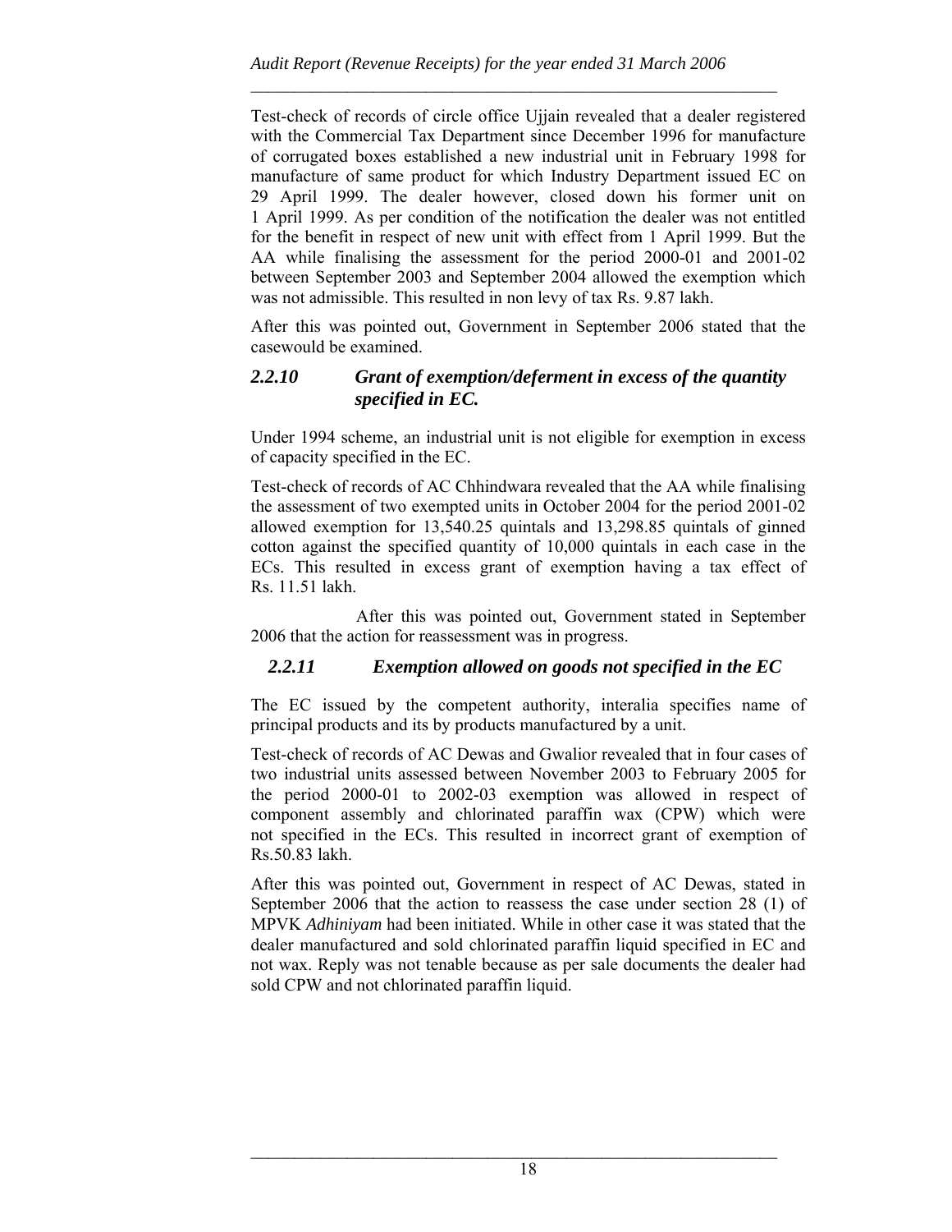Test-check of records of circle office Ujjain revealed that a dealer registered with the Commercial Tax Department since December 1996 for manufacture of corrugated boxes established a new industrial unit in February 1998 for manufacture of same product for which Industry Department issued EC on 29 April 1999. The dealer however, closed down his former unit on 1 April 1999. As per condition of the notification the dealer was not entitled for the benefit in respect of new unit with effect from 1 April 1999. But the AA while finalising the assessment for the period 2000-01 and 2001-02 between September 2003 and September 2004 allowed the exemption which was not admissible. This resulted in non levy of tax Rs. 9.87 lakh.

After this was pointed out, Government in September 2006 stated that the casewould be examined.

### *2.2.10 Grant of exemption/deferment in excess of the quantity specified in EC.*

Under 1994 scheme, an industrial unit is not eligible for exemption in excess of capacity specified in the EC.

Test-check of records of AC Chhindwara revealed that the AA while finalising the assessment of two exempted units in October 2004 for the period 2001-02 allowed exemption for 13,540.25 quintals and 13,298.85 quintals of ginned cotton against the specified quantity of 10,000 quintals in each case in the ECs. This resulted in excess grant of exemption having a tax effect of Rs. 11.51 lakh.

After this was pointed out, Government stated in September 2006 that the action for reassessment was in progress.

### *2.2.11 Exemption allowed on goods not specified in the EC*

The EC issued by the competent authority, interalia specifies name of principal products and its by products manufactured by a unit.

Test-check of records of AC Dewas and Gwalior revealed that in four cases of two industrial units assessed between November 2003 to February 2005 for the period 2000-01 to 2002-03 exemption was allowed in respect of component assembly and chlorinated paraffin wax (CPW) which were not specified in the ECs. This resulted in incorrect grant of exemption of Rs.50.83 lakh.

After this was pointed out, Government in respect of AC Dewas, stated in September 2006 that the action to reassess the case under section 28 (1) of MPVK *Adhiniyam* had been initiated. While in other case it was stated that the dealer manufactured and sold chlorinated paraffin liquid specified in EC and not wax. Reply was not tenable because as per sale documents the dealer had sold CPW and not chlorinated paraffin liquid.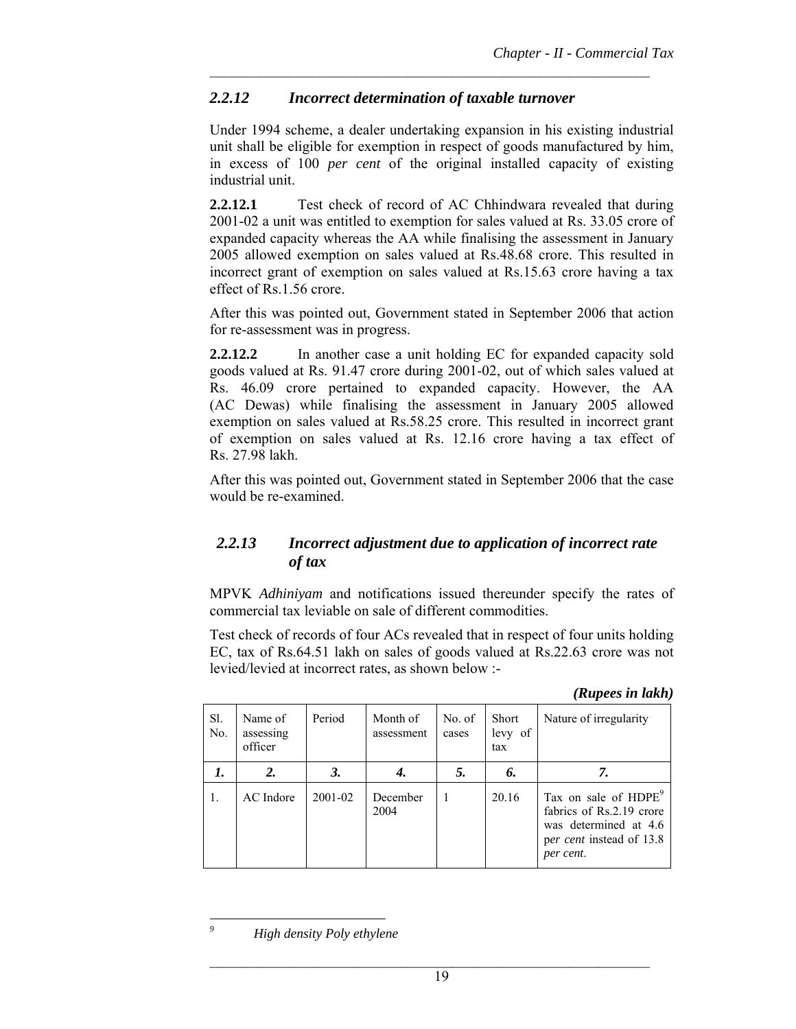### *2.2.12 Incorrect determination of taxable turnover*

Under 1994 scheme, a dealer undertaking expansion in his existing industrial unit shall be eligible for exemption in respect of goods manufactured by him, in excess of 100 *per cent* of the original installed capacity of existing industrial unit.

**2.2.12.1** Test check of record of AC Chhindwara revealed that during 2001-02 a unit was entitled to exemption for sales valued at Rs. 33.05 crore of expanded capacity whereas the AA while finalising the assessment in January 2005 allowed exemption on sales valued at Rs.48.68 crore. This resulted in incorrect grant of exemption on sales valued at Rs.15.63 crore having a tax effect of Rs.1.56 crore.

After this was pointed out, Government stated in September 2006 that action for re-assessment was in progress.

**2.2.12.2** In another case a unit holding EC for expanded capacity sold goods valued at Rs. 91.47 crore during 2001-02, out of which sales valued at Rs. 46.09 crore pertained to expanded capacity. However, the AA (AC Dewas) while finalising the assessment in January 2005 allowed exemption on sales valued at Rs.58.25 crore. This resulted in incorrect grant of exemption on sales valued at Rs. 12.16 crore having a tax effect of Rs. 27.98 lakh.

After this was pointed out, Government stated in September 2006 that the case would be re-examined.

### *2.2.13 Incorrect adjustment due to application of incorrect rate of tax*

MPVK *Adhiniyam* and notifications issued thereunder specify the rates of commercial tax leviable on sale of different commodities.

Test check of records of four ACs revealed that in respect of four units holding EC, tax of Rs.64.51 lakh on sales of goods valued at Rs.22.63 crore was not levied/levied at incorrect rates, as shown below :-

***(Rupees in lakh)***

| Sl. No. | Name of assessing officer | Period | Month of assessment | No. of cases | Short levy of tax | Nature of irregularity |
|---|---|---|---|---|---|---|
| ***1.*** | ***2.*** | ***3.*** | ***4.*** | ***5.*** | ***6.*** | ***7.*** |
| 1. | AC Indore | 2001-02 | December 2004 | 1 | 20.16 | Tax on sale of HDPE[9] fabrics of Rs.2.19 crore was determined at 4.6 *per cent* instead of 13.8 *per cent*. |

[9] *High density Poly ethylene*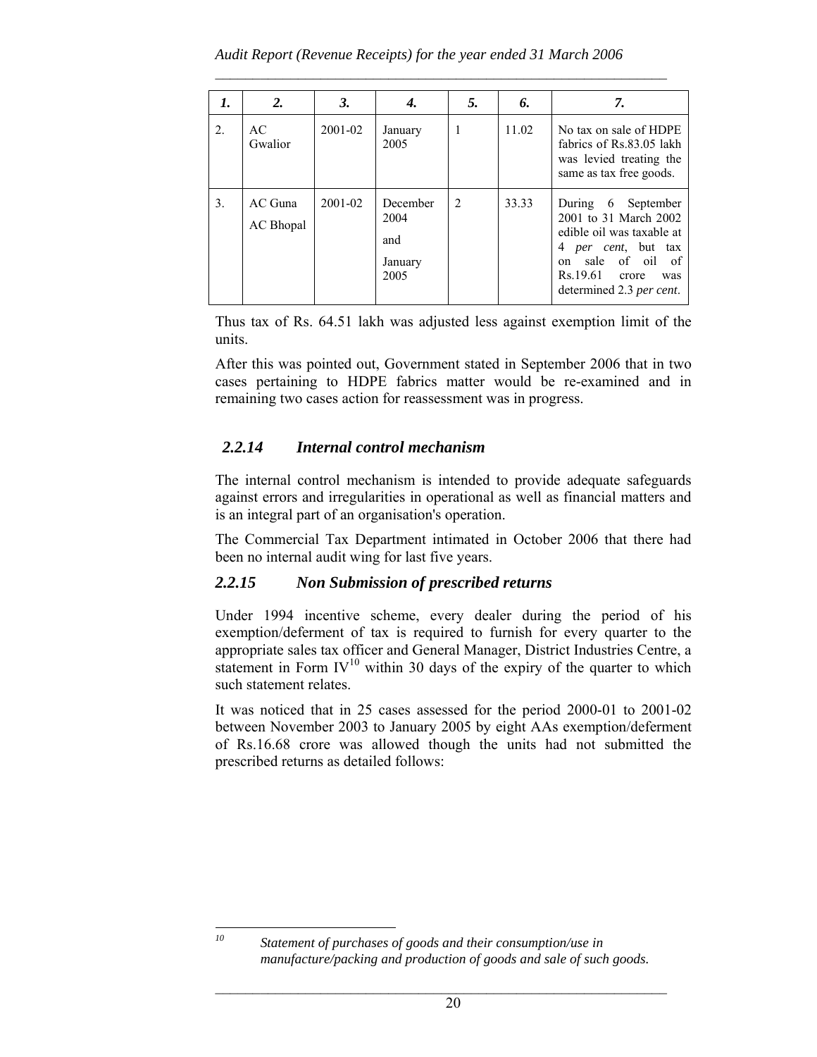| 1. | 2. | 3. | 4. | 5. | 6. | 7. |
|---|---|---|---|---|---|---|
| 2. | AC Gwalior | 2001-02 | January 2005 | 1 | 11.02 | No tax on sale of HDPE fabrics of Rs.83.05 lakh was levied treating the same as tax free goods. |
| 3. | AC Guna<br>AC Bhopal | 2001-02 | December 2004<br>and<br>January 2005 | 2 | 33.33 | During 6 September 2001 to 31 March 2002 edible oil was taxable at 4 *per cent*, but tax on sale of oil of Rs.19.61 crore was determined 2.3 *per cent*. |

Thus tax of Rs. 64.51 lakh was adjusted less against exemption limit of the units.

After this was pointed out, Government stated in September 2006 that in two cases pertaining to HDPE fabrics matter would be re-examined and in remaining two cases action for reassessment was in progress.

### *2.2.14 Internal control mechanism*

The internal control mechanism is intended to provide adequate safeguards against errors and irregularities in operational as well as financial matters and is an integral part of an organisation's operation.

The Commercial Tax Department intimated in October 2006 that there had been no internal audit wing for last five years.

### *2.2.15 Non Submission of prescribed returns*

Under 1994 incentive scheme, every dealer during the period of his exemption/deferment of tax is required to furnish for every quarter to the appropriate sales tax officer and General Manager, District Industries Centre, a statement in Form IV[10] within 30 days of the expiry of the quarter to which such statement relates.

It was noticed that in 25 cases assessed for the period 2000-01 to 2001-02 between November 2003 to January 2005 by eight AAs exemption/deferment of Rs.16.68 crore was allowed though the units had not submitted the prescribed returns as detailed follows:

---

[10] *Statement of purchases of goods and their consumption/use in manufacture/packing and production of goods and sale of such goods.*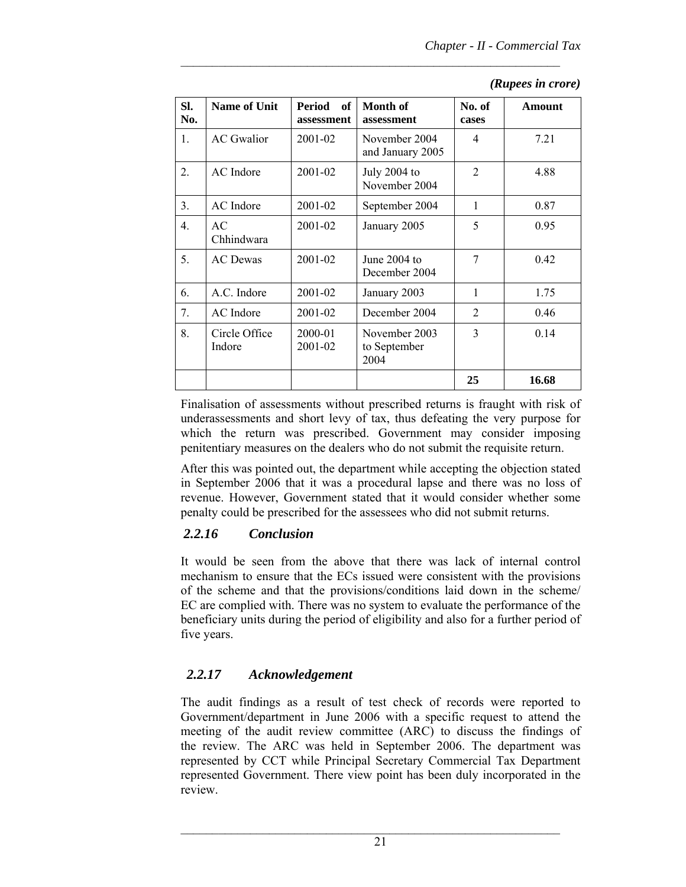*(Rupees in crore)*

| Sl. No. | Name of Unit | Period of assessment | Month of assessment | No. of cases | Amount |
|---|---|---|---|---|---|
| 1. | AC Gwalior | 2001-02 | November 2004 and January 2005 | 4 | 7.21 |
| 2. | AC Indore | 2001-02 | July 2004 to November 2004 | 2 | 4.88 |
| 3. | AC Indore | 2001-02 | September 2004 | 1 | 0.87 |
| 4. | AC Chhindwara | 2001-02 | January 2005 | 5 | 0.95 |
| 5. | AC Dewas | 2001-02 | June 2004 to December 2004 | 7 | 0.42 |
| 6. | A.C. Indore | 2001-02 | January 2003 | 1 | 1.75 |
| 7. | AC Indore | 2001-02 | December 2004 | 2 | 0.46 |
| 8. | Circle Office Indore | 2000-01 2001-02 | November 2003 to September 2004 | 3 | 0.14 |
| | | | | **25** | **16.68** |

Finalisation of assessments without prescribed returns is fraught with risk of underassessments and short levy of tax, thus defeating the very purpose for which the return was prescribed. Government may consider imposing penitentiary measures on the dealers who do not submit the requisite return.

After this was pointed out, the department while accepting the objection stated in September 2006 that it was a procedural lapse and there was no loss of revenue. However, Government stated that it would consider whether some penalty could be prescribed for the assessees who did not submit returns.

### *2.2.16 Conclusion*

It would be seen from the above that there was lack of internal control mechanism to ensure that the ECs issued were consistent with the provisions of the scheme and that the provisions/conditions laid down in the scheme/ EC are complied with. There was no system to evaluate the performance of the beneficiary units during the period of eligibility and also for a further period of five years.

### *2.2.17 Acknowledgement*

The audit findings as a result of test check of records were reported to Government/department in June 2006 with a specific request to attend the meeting of the audit review committee (ARC) to discuss the findings of the review. The ARC was held in September 2006. The department was represented by CCT while Principal Secretary Commercial Tax Department represented Government. There view point has been duly incorporated in the review.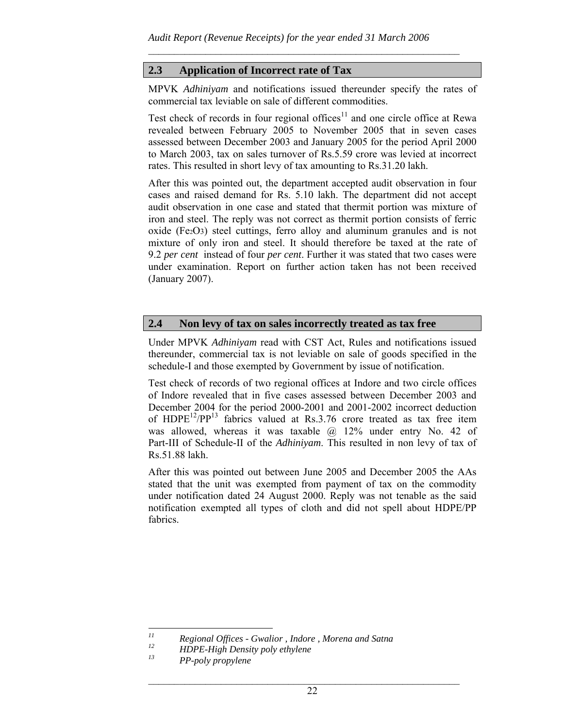## 2.3 Application of Incorrect rate of Tax

MPVK *Adhiniyam* and notifications issued thereunder specify the rates of commercial tax leviable on sale of different commodities.

Test check of records in four regional offices[11] and one circle office at Rewa revealed between February 2005 to November 2005 that in seven cases assessed between December 2003 and January 2005 for the period April 2000 to March 2003, tax on sales turnover of Rs.5.59 crore was levied at incorrect rates. This resulted in short levy of tax amounting to Rs.31.20 lakh.

After this was pointed out, the department accepted audit observation in four cases and raised demand for Rs. 5.10 lakh. The department did not accept audit observation in one case and stated that thermit portion was mixture of iron and steel. The reply was not correct as thermit portion consists of ferric oxide ($Fe_2O_3$) steel cuttings, ferro alloy and aluminum granules and is not mixture of only iron and steel. It should therefore be taxed at the rate of 9.2 *per cent* instead of four *per cent*. Further it was stated that two cases were under examination. Report on further action taken has not been received (January 2007).

## 2.4 Non levy of tax on sales incorrectly treated as tax free

Under MPVK *Adhiniyam* read with CST Act, Rules and notifications issued thereunder, commercial tax is not leviable on sale of goods specified in the schedule-I and those exempted by Government by issue of notification.

Test check of records of two regional offices at Indore and two circle offices of Indore revealed that in five cases assessed between December 2003 and December 2004 for the period 2000-2001 and 2001-2002 incorrect deduction of HDPE[12]/PP[13] fabrics valued at Rs.3.76 crore treated as tax free item was allowed, whereas it was taxable @ 12% under entry No. 42 of Part-III of Schedule-II of the *Adhiniyam*. This resulted in non levy of tax of Rs.51.88 lakh.

After this was pointed out between June 2005 and December 2005 the AAs stated that the unit was exempted from payment of tax on the commodity under notification dated 24 August 2000. Reply was not tenable as the said notification exempted all types of cloth and did not spell about HDPE/PP fabrics.

---

[11] *Regional Offices - Gwalior , Indore , Morena and Satna*

[12] *HDPE-High Density poly ethylene*

[13] *PP-poly propylene*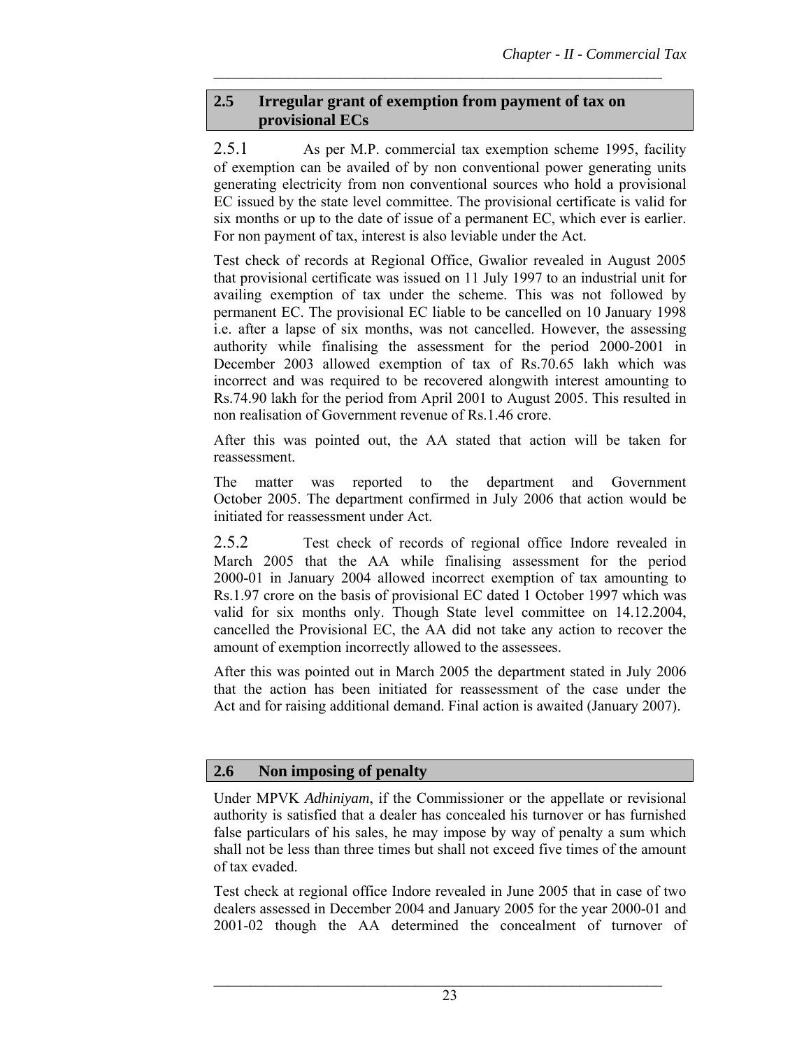## 2.5 Irregular grant of exemption from payment of tax on provisional ECs

2.5.1 As per M.P. commercial tax exemption scheme 1995, facility of exemption can be availed of by non conventional power generating units generating electricity from non conventional sources who hold a provisional EC issued by the state level committee. The provisional certificate is valid for six months or up to the date of issue of a permanent EC, which ever is earlier. For non payment of tax, interest is also leviable under the Act.

Test check of records at Regional Office, Gwalior revealed in August 2005 that provisional certificate was issued on 11 July 1997 to an industrial unit for availing exemption of tax under the scheme. This was not followed by permanent EC. The provisional EC liable to be cancelled on 10 January 1998 i.e. after a lapse of six months, was not cancelled. However, the assessing authority while finalising the assessment for the period 2000-2001 in December 2003 allowed exemption of tax of Rs.70.65 lakh which was incorrect and was required to be recovered alongwith interest amounting to Rs.74.90 lakh for the period from April 2001 to August 2005. This resulted in non realisation of Government revenue of Rs.1.46 crore.

After this was pointed out, the AA stated that action will be taken for reassessment.

The matter was reported to the department and Government October 2005. The department confirmed in July 2006 that action would be initiated for reassessment under Act.

2.5.2 Test check of records of regional office Indore revealed in March 2005 that the AA while finalising assessment for the period 2000-01 in January 2004 allowed incorrect exemption of tax amounting to Rs.1.97 crore on the basis of provisional EC dated 1 October 1997 which was valid for six months only. Though State level committee on 14.12.2004, cancelled the Provisional EC, the AA did not take any action to recover the amount of exemption incorrectly allowed to the assessees.

After this was pointed out in March 2005 the department stated in July 2006 that the action has been initiated for reassessment of the case under the Act and for raising additional demand. Final action is awaited (January 2007).

## 2.6 Non imposing of penalty

Under MPVK *Adhiniyam*, if the Commissioner or the appellate or revisional authority is satisfied that a dealer has concealed his turnover or has furnished false particulars of his sales, he may impose by way of penalty a sum which shall not be less than three times but shall not exceed five times of the amount of tax evaded.

Test check at regional office Indore revealed in June 2005 that in case of two dealers assessed in December 2004 and January 2005 for the year 2000-01 and 2001-02 though the AA determined the concealment of turnover of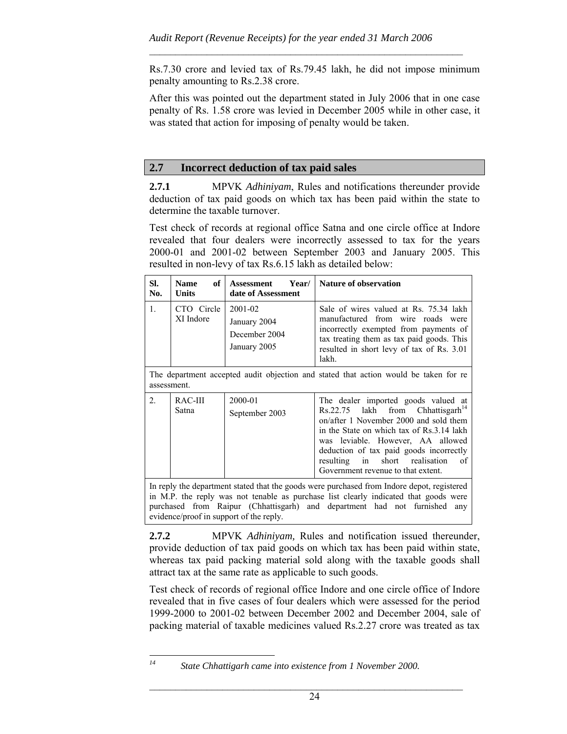Rs.7.30 crore and levied tax of Rs.79.45 lakh, he did not impose minimum penalty amounting to Rs.2.38 crore.

After this was pointed out the department stated in July 2006 that in one case penalty of Rs. 1.58 crore was levied in December 2005 while in other case, it was stated that action for imposing of penalty would be taken.

## 2.7 Incorrect deduction of tax paid sales

**2.7.1** MPVK *Adhiniyam*, Rules and notifications thereunder provide deduction of tax paid goods on which tax has been paid within the state to determine the taxable turnover.

Test check of records at regional office Satna and one circle office at Indore revealed that four dealers were incorrectly assessed to tax for the years 2000-01 and 2001-02 between September 2003 and January 2005. This resulted in non-levy of tax Rs.6.15 lakh as detailed below:

| Sl. No. | Name of Units | Assessment Year/ date of Assessment | Nature of observation |
|---|---|---|---|
| 1. | CTO Circle XI Indore | 2001-02<br>January 2004<br>December 2004<br>January 2005 | Sale of wires valued at Rs. 75.34 lakh manufactured from wire roads were incorrectly exempted from payments of tax treating them as tax paid goods. This resulted in short levy of tax of Rs. 3.01 lakh. |
| The department accepted audit objection and stated that action would be taken for re assessment. | | | |
| 2. | RAC-III Satna | 2000-01<br>September 2003 | The dealer imported goods valued at Rs.22.75 lakh from Chhattisgarh[14] on/after 1 November 2000 and sold them in the State on which tax of Rs.3.14 lakh was leviable. However, AA allowed deduction of tax paid goods incorrectly resulting in short realisation of Government revenue to that extent. |
| In reply the department stated that the goods were purchased from Indore depot, registered in M.P. the reply was not tenable as purchase list clearly indicated that goods were purchased from Raipur (Chhattisgarh) and department had not furnished any evidence/proof in support of the reply. | | | |

**2.7.2** MPVK *Adhiniyam,* Rules and notification issued thereunder, provide deduction of tax paid goods on which tax has been paid within state, whereas tax paid packing material sold along with the taxable goods shall attract tax at the same rate as applicable to such goods.

Test check of records of regional office Indore and one circle office of Indore revealed that in five cases of four dealers which were assessed for the period 1999-2000 to 2001-02 between December 2002 and December 2004, sale of packing material of taxable medicines valued Rs.2.27 crore was treated as tax

---

[14] *State Chhattigarh came into existence from 1 November 2000.*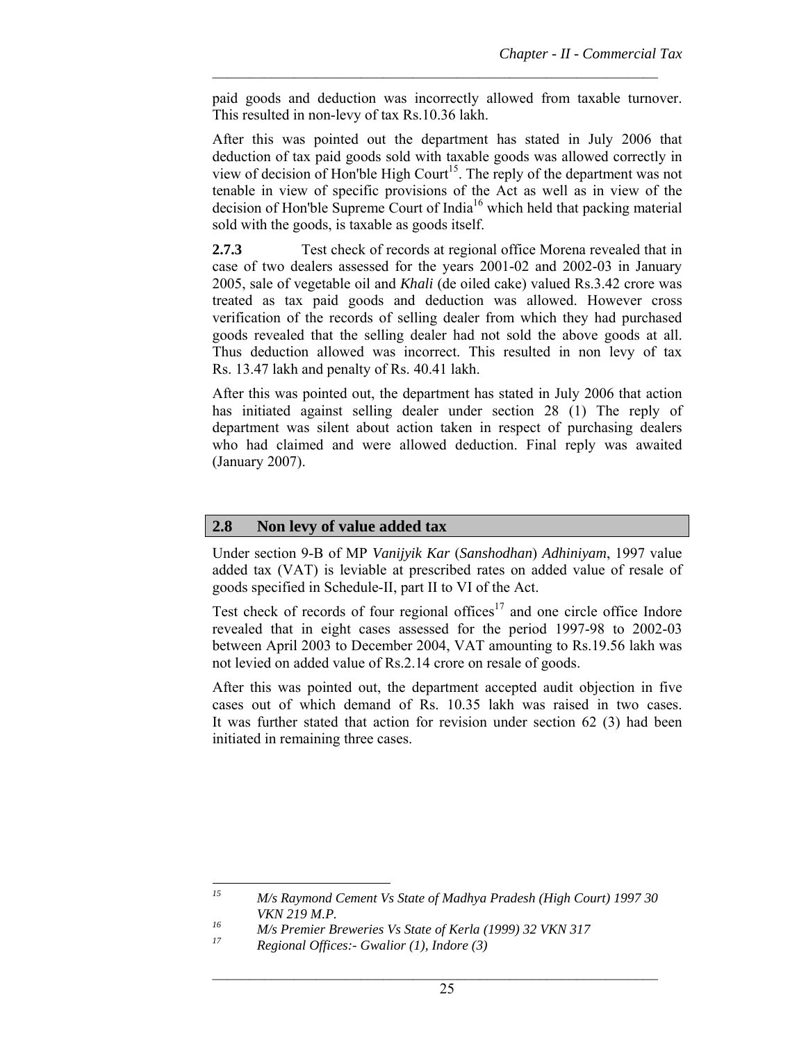paid goods and deduction was incorrectly allowed from taxable turnover. This resulted in non-levy of tax Rs.10.36 lakh.

After this was pointed out the department has stated in July 2006 that deduction of tax paid goods sold with taxable goods was allowed correctly in view of decision of Hon'ble High Court[15]. The reply of the department was not tenable in view of specific provisions of the Act as well as in view of the decision of Hon'ble Supreme Court of India[16] which held that packing material sold with the goods, is taxable as goods itself.

**2.7.3** Test check of records at regional office Morena revealed that in case of two dealers assessed for the years 2001-02 and 2002-03 in January 2005, sale of vegetable oil and *Khali* (de oiled cake) valued Rs.3.42 crore was treated as tax paid goods and deduction was allowed. However cross verification of the records of selling dealer from which they had purchased goods revealed that the selling dealer had not sold the above goods at all. Thus deduction allowed was incorrect. This resulted in non levy of tax Rs. 13.47 lakh and penalty of Rs. 40.41 lakh.

After this was pointed out, the department has stated in July 2006 that action has initiated against selling dealer under section 28 (1) The reply of department was silent about action taken in respect of purchasing dealers who had claimed and were allowed deduction. Final reply was awaited (January 2007).

## 2.8 Non levy of value added tax

Under section 9-B of MP *Vanijyik Kar* (*Sanshodhan*) *Adhiniyam*, 1997 value added tax (VAT) is leviable at prescribed rates on added value of resale of goods specified in Schedule-II, part II to VI of the Act.

Test check of records of four regional offices[17] and one circle office Indore revealed that in eight cases assessed for the period 1997-98 to 2002-03 between April 2003 to December 2004, VAT amounting to Rs.19.56 lakh was not levied on added value of Rs.2.14 crore on resale of goods.

After this was pointed out, the department accepted audit objection in five cases out of which demand of Rs. 10.35 lakh was raised in two cases. It was further stated that action for revision under section 62 (3) had been initiated in remaining three cases.

---

[15] *M/s Raymond Cement Vs State of Madhya Pradesh (High Court) 1997 30 VKN 219 M.P.*

[16] *M/s Premier Breweries Vs State of Kerla (1999) 32 VKN 317*

[17] *Regional Offices:- Gwalior (1), Indore (3)*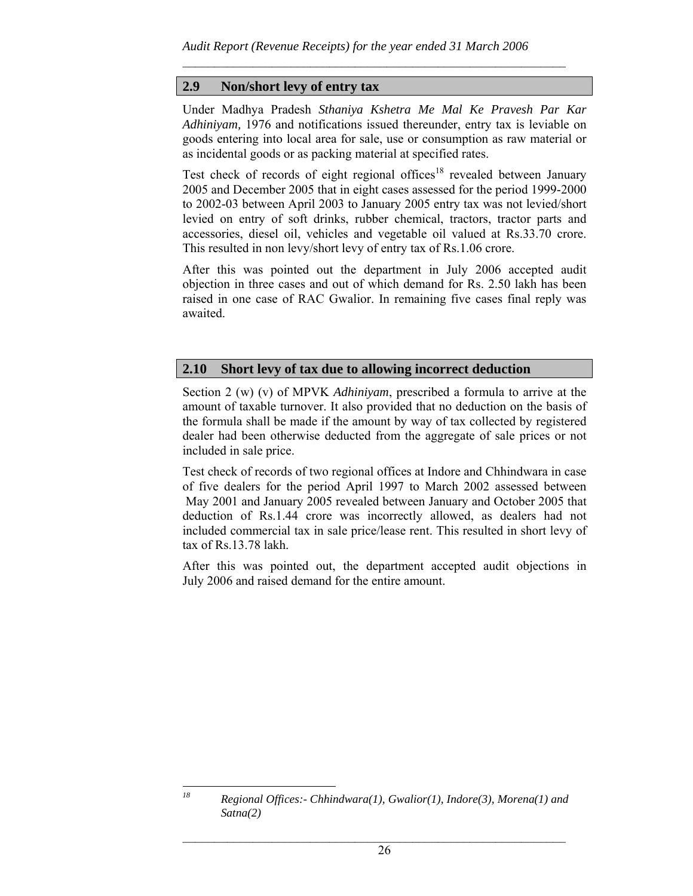## 2.9 Non/short levy of entry tax

Under Madhya Pradesh *Sthaniya Kshetra Me Mal Ke Pravesh Par Kar Adhiniyam,* 1976 and notifications issued thereunder, entry tax is leviable on goods entering into local area for sale, use or consumption as raw material or as incidental goods or as packing material at specified rates.

Test check of records of eight regional offices[18] revealed between January 2005 and December 2005 that in eight cases assessed for the period 1999-2000 to 2002-03 between April 2003 to January 2005 entry tax was not levied/short levied on entry of soft drinks, rubber chemical, tractors, tractor parts and accessories, diesel oil, vehicles and vegetable oil valued at Rs.33.70 crore. This resulted in non levy/short levy of entry tax of Rs.1.06 crore.

After this was pointed out the department in July 2006 accepted audit objection in three cases and out of which demand for Rs. 2.50 lakh has been raised in one case of RAC Gwalior. In remaining five cases final reply was awaited.

## 2.10 Short levy of tax due to allowing incorrect deduction

Section 2 (w) (v) of MPVK *Adhiniyam*, prescribed a formula to arrive at the amount of taxable turnover. It also provided that no deduction on the basis of the formula shall be made if the amount by way of tax collected by registered dealer had been otherwise deducted from the aggregate of sale prices or not included in sale price.

Test check of records of two regional offices at Indore and Chhindwara in case of five dealers for the period April 1997 to March 2002 assessed between May 2001 and January 2005 revealed between January and October 2005 that deduction of Rs.1.44 crore was incorrectly allowed, as dealers had not included commercial tax in sale price/lease rent. This resulted in short levy of tax of Rs.13.78 lakh.

After this was pointed out, the department accepted audit objections in July 2006 and raised demand for the entire amount.

---

[18] *Regional Offices:- Chhindwara(1), Gwalior(1), Indore(3), Morena(1) and Satna(2)*